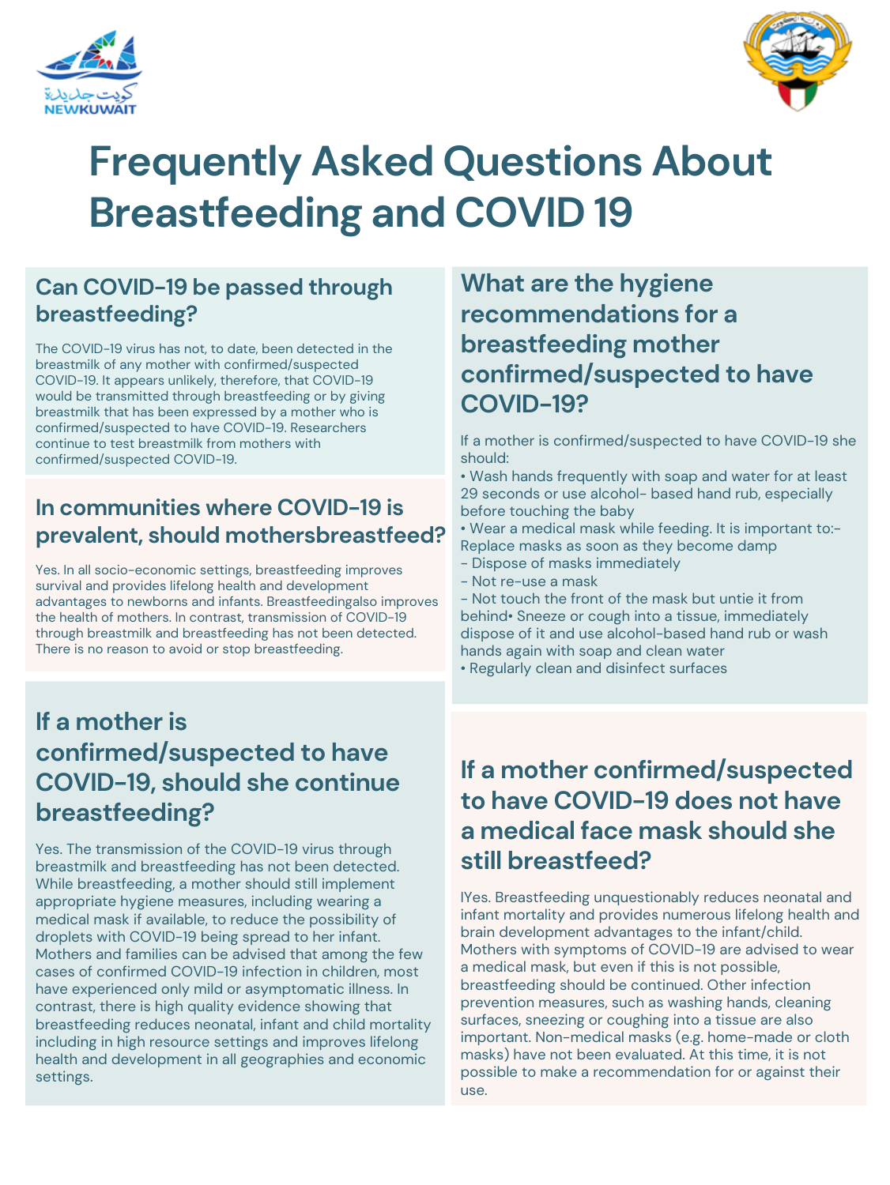# Frequently Asked Questions About Breastfeeding and COVID 19

## Can COVID-19 be passed through breastfeeding?

The COVID-19 virus has not, to date, been detected in the breastmilk of any mother with confirmed/suspected COVID-19. It appears unlikely, therefore, that COVID-19 would be transmitted through breastfeeding or by giving breastmilk that has been expressed by a mother who is confirmed/suspected to have COVID-19. Researchers continue to test breastmilk from mothers with confirmed/suspected COVID-19.

## In communities where COVID-19 is prevalent, should mothersbreastfeed?

Yes. In all socio-economic settings, breastfeeding improves survival and provides lifelong health and development advantages to newborns and infants. Breastfeedingalso improves the health of mothers. In contrast, transmission of COVID-19 through breastmilk and breastfeeding has not been detected. There is no reason to avoid or stop breastfeeding.

## If a mother is confirmed/suspected to have COVID-19, should she continue breastfeeding?

Yes. The transmission of the COVID-19 virus through breastmilk and breastfeeding has not been detected. While breastfeeding, a mother should still implement appropriate hygiene measures, including wearing a medical mask if available, to reduce the possibility of droplets with COVID-19 being spread to her infant. Mothers and families can be advised that among the few cases of confirmed COVID-19 infection in children, most have experienced only mild or asymptomatic illness. In contrast, there is high quality evidence showing that breastfeeding reduces neonatal, infant and child mortality including in high resource settings and improves lifelong health and development in all geographies and economic settings.

## What are the hygiene recommendations for a breastfeeding mother confirmed/suspected to have COVID-19?

If a mother is confirmed/suspected to have COVID-19 she should:

- Wash hands frequently with soap and water for at least 29 seconds or use alcohol- based hand rub, especially before touching the baby
- Wear a medical mask while feeding. It is important to:- Replace masks as soon as they become damp
  - Dispose of masks immediately
  - Not re-use a mask
  - Not touch the front of the mask but untie it from behind
- Sneeze or cough into a tissue, immediately dispose of it and use alcohol-based hand rub or wash hands again with soap and clean water
- Regularly clean and disinfect surfaces

## If a mother confirmed/suspected to have COVID-19 does not have a medical face mask should she still breastfeed?

IYes. Breastfeeding unquestionably reduces neonatal and infant mortality and provides numerous lifelong health and brain development advantages to the infant/child. Mothers with symptoms of COVID-19 are advised to wear a medical mask, but even if this is not possible, breastfeeding should be continued. Other infection prevention measures, such as washing hands, cleaning surfaces, sneezing or coughing into a tissue are also important. Non-medical masks (e.g. home-made or cloth masks) have not been evaluated. At this time, it is not possible to make a recommendation for or against their use.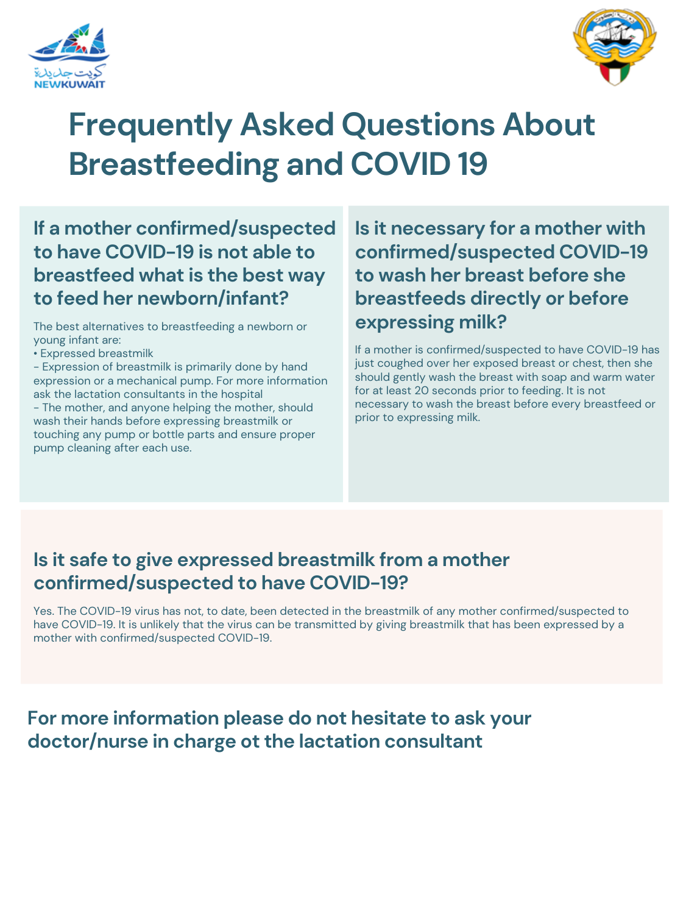# Frequently Asked Questions About Breastfeeding and COVID 19

## If a mother confirmed/suspected to have COVID-19 is not able to breastfeed what is the best way to feed her newborn/infant?

The best alternatives to breastfeeding a newborn or young infant are:

• Expressed breastmilk

- Expression of breastmilk is primarily done by hand expression or a mechanical pump. For more information ask the lactation consultants in the hospital
- The mother, and anyone helping the mother, should wash their hands before expressing breastmilk or touching any pump or bottle parts and ensure proper pump cleaning after each use.

## Is it necessary for a mother with confirmed/suspected COVID-19 to wash her breast before she breastfeeds directly or before expressing milk?

If a mother is confirmed/suspected to have COVID-19 has just coughed over her exposed breast or chest, then she should gently wash the breast with soap and warm water for at least 20 seconds prior to feeding. It is not necessary to wash the breast before every breastfeed or prior to expressing milk.

## Is it safe to give expressed breastmilk from a mother confirmed/suspected to have COVID-19?

Yes. The COVID-19 virus has not, to date, been detected in the breastmilk of any mother confirmed/suspected to have COVID-19. It is unlikely that the virus can be transmitted by giving breastmilk that has been expressed by a mother with confirmed/suspected COVID-19.

## For more information please do not hesitate to ask your doctor/nurse in charge ot the lactation consultant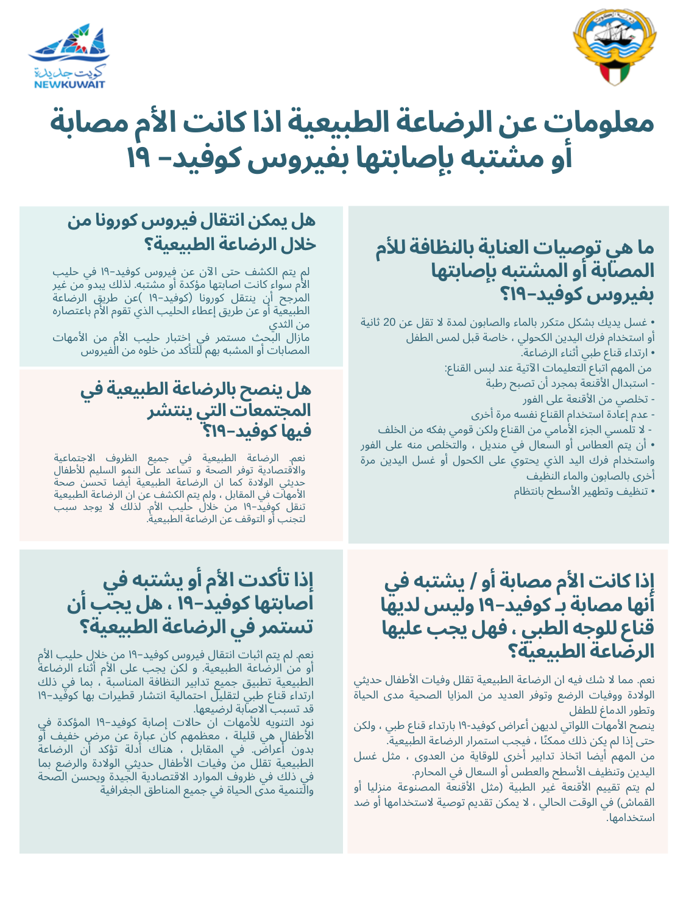# معلومات عن الرضاعة الطبيعية اذا كانت الأم مصابة أو مشتبه بإصابتها بفيروس كوفيد- ١٩

## ما هي توصيات العناية بالنظافة للأم المصابة أو المشتبه بإصابتها بفيروس كوفيد-١٩؟

• غسل يديك بشكل متكرر بالماء والصابون لمدة لا تقل عن 20 ثانية أو استخدام فرك اليدين الكحولي ، خاصة قبل لمس الطفل
• ارتداء قناع طبي أثناء الرضاعة.
من المهم اتباع التعليمات الآتية عند لبس القناع:
- استبدال الأقنعة بمجرد أن تصبح رطبة
- تخلصي من الأقنعة على الفور
- عدم إعادة استخدام القناع نفسه مرة أخرى
- لا تلمسي الجزء الأمامي من القناع ولكن قومي بفكه من الخلف
• أن يتم العطاس أو السعال في منديل ، والتخلص منه على الفور واستخدام فرك اليد الذي يحتوي على الكحول أو غسل اليدين مرة أخرى بالصابون والماء النظيف
• تنظيف وتطهير الأسطح بانتظام

## هل يمكن انتقال فيروس كورونا من خلال الرضاعة الطبيعية؟

لم يتم الكشف حتى الآن عن فيروس كوفيد-١٩ في حليب الأم سواء كانت اصابتها مؤكدة أو مشتبه. لذلك يبدو من غير المرجح أن ينتقل كورونا (كوفيد-١٩ )عن طريق الرضاعة الطبيعية أو عن طريق إعطاء الحليب الذي تقوم الأم باعتصاره من الثدي
مازال البحث مستمر في اختبار حليب الأم من الأمهات المصابات أو المشبه بهم للتأكد من خلوه من الفيروس

## هل ينصح بالرضاعة الطبيعية في المجتمعات التي ينتشر فيها كوفيد-١٩؟

نعم. الرضاعة الطبيعية في جميع الظروف الاجتماعية والاقتصادية توفر الصحة و تساعد على النمو السليم للأطفال حديثي الولادة كما ان الرضاعة الطبيعية أيضا تحسن صحة الأمهات في المقابل ، ولم يتم الكشف عن ان الرضاعة الطبيعية تنقل كوفيد-١٩ من خلال حليب الأم. لذلك لا يوجد سبب لتجنب أو التوقف عن الرضاعة الطبيعية.

## إذا كانت الأم مصابة أو / يشتبه في أنها مصابة بـ كوفيد-١٩ وليس لديها قناع للوجه الطبي ، فهل يجب عليها الرضاعة الطبيعية؟

نعم. مما لا شك فيه ان الرضاعة الطبيعية تقلل وفيات الأطفال حديثي الولادة ووفيات الرضع وتوفر العديد من المزايا الصحية مدى الحياة وتطور الدماغ للطفل
ينصح الأمهات اللواتي لديهن أعراض كوفيد-١٩ بارتداء قناع طبي ، ولكن حتى إذا لم يكن ذلك ممكنًا ، فيجب استمرار الرضاعة الطبيعية.
من المهم أيضا اتخاذ تدابير أخرى للوقاية من العدوى ، مثل غسل اليدين وتنظيف الأسطح والعطس أو السعال في المحارم.
لم يتم تقييم الأقنعة غير الطبية (مثل الأقنعة المصنوعة منزليا أو القماش) في الوقت الحالي ، لا يمكن تقديم توصية لاستخدامها أو ضد استخدامها.

## إذا تأكدت الأم أو يشتبه في اصابتها كوفيد-١٩ ، هل يجب أن تستمر في الرضاعة الطبيعية؟

نعم. لم يتم اثبات انتقال فيروس كوفيد-١٩ من خلال حليب الأم أو من الرضاعة الطبيعية. و لكن يجب على الأم أثناء الرضاعة الطبيعية تطبيق جميع تدابير النظافة المناسبة ، بما في ذلك ارتداء قناع طبي لتقليل احتمالية انتشار قطيرات بها كوفيد-١٩ قد تسبب الاصابة لرضيعها.
نود التنويه للأمهات ان حالات إصابة كوفيد-١٩ المؤكدة في الأطفال هي قليلة ، معظمهم كان عبارة عن مرض خفيف أو بدون أعراض. في المقابل ، هناك أدلة تؤكد أن الرضاعة الطبيعية تقلل من وفيات الأطفال حديثي الولادة والرضع بما في ذلك في ظروف الموارد الاقتصادية الجيدة ويحسن الصحة والتنمية مدى الحياة في جميع المناطق الجغرافية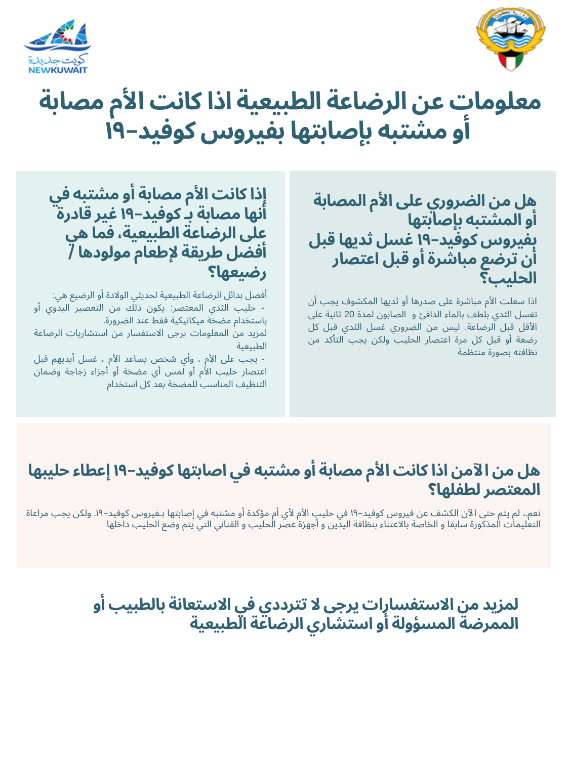# معلومات عن الرضاعة الطبيعية اذا كانت الأم مصابة أو مشتبه بإصابتها بفيروس كوفيد-١٩

## هل من الضروري على الأم المصابة أو المشتبه بإصابتها بفيروس كوفيد-١٩ غسل ثديها قبل أن ترضع مباشرة أو قبل اعتصار الحليب؟

اذا سعلت الأم مباشرة على صدرها أو ثديها المكشوف يجب أن تغسل الثدي بلطف بالماء الدافئ و الصابون لمدة 20 ثانية على الأقل قبل الرضاعة. ليس من الضروري غسل الثدي قبل كل رضعة أو قبل كل مرة اعتصار الحليب ولكن يجب التأكد من نظافته بصورة منتظمة

## إذا كانت الأم مصابة أو مشتبه في أنها مصابة بـ كوفيد-١٩ غير قادرة على الرضاعة الطبيعية، فما هي أفضل طريقة لإطعام مولودها / رضيعها؟

أفضل بدائل الرضاعة الطبيعية لحديثي الولادة أو الرضيع هي:

- حليب الثدي المعتصر: يكون ذلك من التعصير اليدوي أو باستخدام مضخة ميكانيكية فقط عند الضرورة.

لمزيد من المعلومات يرجى الاستفسار من استشاريات الرضاعة الطبيعية

- يجب على الأم ، وأي شخص يساعد الأم ، غسل أيديهم قبل اعتصار حليب الأم أو لمس أي مضخة أو أجزاء زجاجة وضمان التنظيف المناسب للمضخة بعد كل استخدام

## هل من الآمن اذا كانت الأم مصابة أو مشتبه في اصابتها كوفيد-١٩ إعطاء حليبها المعتصر لطفلها؟

نعم،، لم يتم حتى الآن الكشف عن فيروس كوفيد-١٩ في حليب الأم لأي أم مؤكدة أو مشتبه في إصابتها بـفيروس كوفيد-١٩. ولكن يجب مراعاة التعليمات المذكورة سابقا و الخاصة بالاعتناء بنظافة اليدين و أجهزة عصر الحليب و القناني التي يتم وضع الحليب داخلها

## لمزيد من الاستفسارات يرجى لا تترددي في الاستعانة بالطبيب أو الممرضة المسؤولة أو استشاري الرضاعة الطبيعية